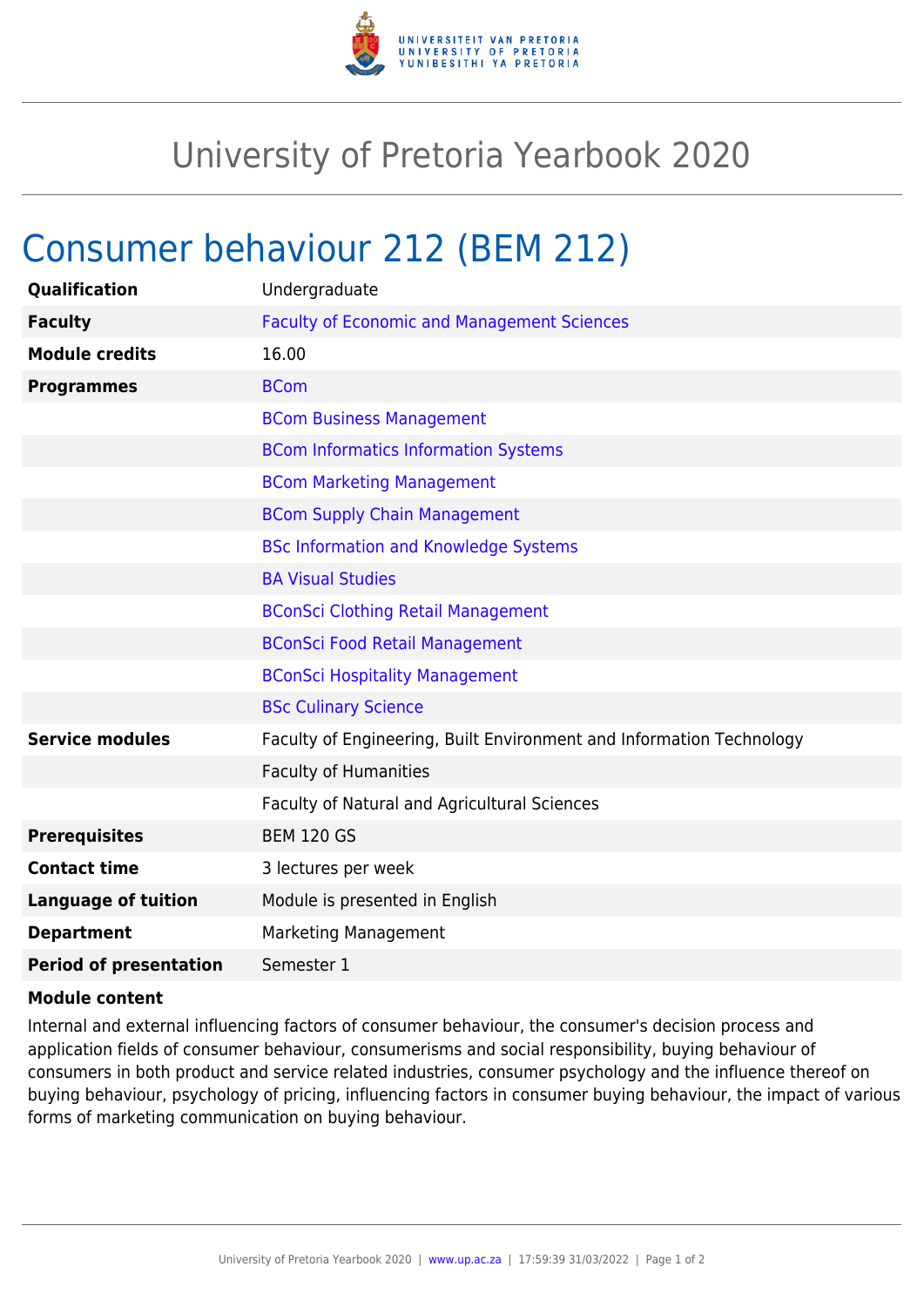# University of Pretoria Yearbook 2020

## Consumer behaviour 212 (BEM 212)

| | |
|---|---|
| **Qualification** | Undergraduate |
| **Faculty** | Faculty of Economic and Management Sciences |
| **Module credits** | 16.00 |
| **Programmes** | BCom |
| | BCom Business Management |
| | BCom Informatics Information Systems |
| | BCom Marketing Management |
| | BCom Supply Chain Management |
| | BSc Information and Knowledge Systems |
| | BA Visual Studies |
| | BConSci Clothing Retail Management |
| | BConSci Food Retail Management |
| | BConSci Hospitality Management |
| | BSc Culinary Science |
| **Service modules** | Faculty of Engineering, Built Environment and Information Technology |
| | Faculty of Humanities |
| | Faculty of Natural and Agricultural Sciences |
| **Prerequisites** | BEM 120 GS |
| **Contact time** | 3 lectures per week |
| **Language of tuition** | Module is presented in English |
| **Department** | Marketing Management |
| **Period of presentation** | Semester 1 |

**Module content**

Internal and external influencing factors of consumer behaviour, the consumer's decision process and application fields of consumer behaviour, consumerisms and social responsibility, buying behaviour of consumers in both product and service related industries, consumer psychology and the influence thereof on buying behaviour, psychology of pricing, influencing factors in consumer buying behaviour, the impact of various forms of marketing communication on buying behaviour.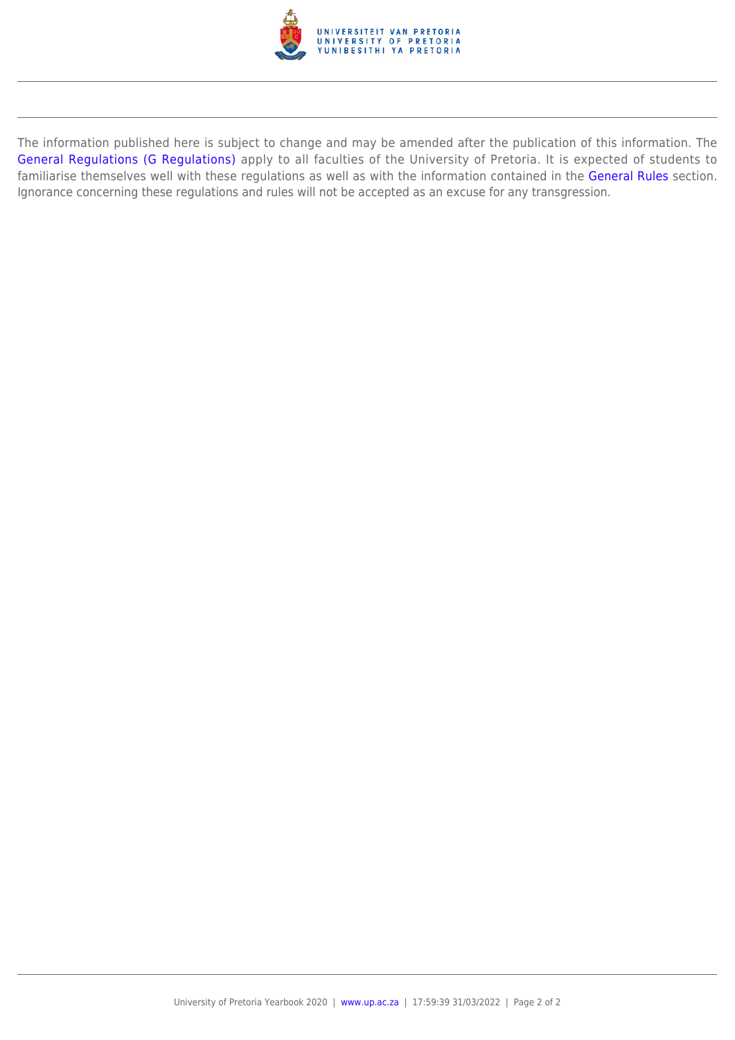The information published here is subject to change and may be amended after the publication of this information. The General Regulations (G Regulations) apply to all faculties of the University of Pretoria. It is expected of students to familiarise themselves well with these regulations as well as with the information contained in the General Rules section. Ignorance concerning these regulations and rules will not be accepted as an excuse for any transgression.